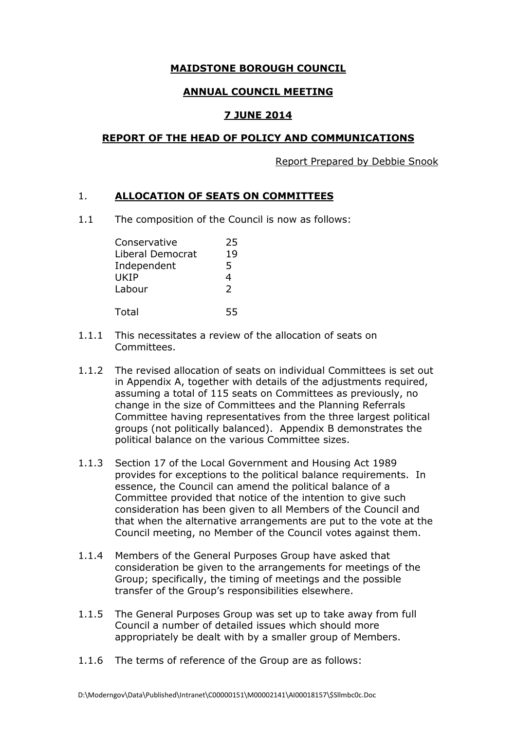**MAIDSTONE BOROUGH COUNCIL**

**ANNUAL COUNCIL MEETING**

**7 JUNE 2014**

**REPORT OF THE HEAD OF POLICY AND COMMUNICATIONS**

Report Prepared by Debbie Snook

## 1. ALLOCATION OF SEATS ON COMMITTEES

1.1 The composition of the Council is now as follows:

| | |
|---|---|
| Conservative | 25 |
| Liberal Democrat | 19 |
| Independent | 5 |
| UKIP | 4 |
| Labour | 2 |
| Total | 55 |

1.1.1 This necessitates a review of the allocation of seats on Committees.

1.1.2 The revised allocation of seats on individual Committees is set out in Appendix A, together with details of the adjustments required, assuming a total of 115 seats on Committees as previously, no change in the size of Committees and the Planning Referrals Committee having representatives from the three largest political groups (not politically balanced). Appendix B demonstrates the political balance on the various Committee sizes.

1.1.3 Section 17 of the Local Government and Housing Act 1989 provides for exceptions to the political balance requirements. In essence, the Council can amend the political balance of a Committee provided that notice of the intention to give such consideration has been given to all Members of the Council and that when the alternative arrangements are put to the vote at the Council meeting, no Member of the Council votes against them.

1.1.4 Members of the General Purposes Group have asked that consideration be given to the arrangements for meetings of the Group; specifically, the timing of meetings and the possible transfer of the Group's responsibilities elsewhere.

1.1.5 The General Purposes Group was set up to take away from full Council a number of detailed issues which should more appropriately be dealt with by a smaller group of Members.

1.1.6 The terms of reference of the Group are as follows: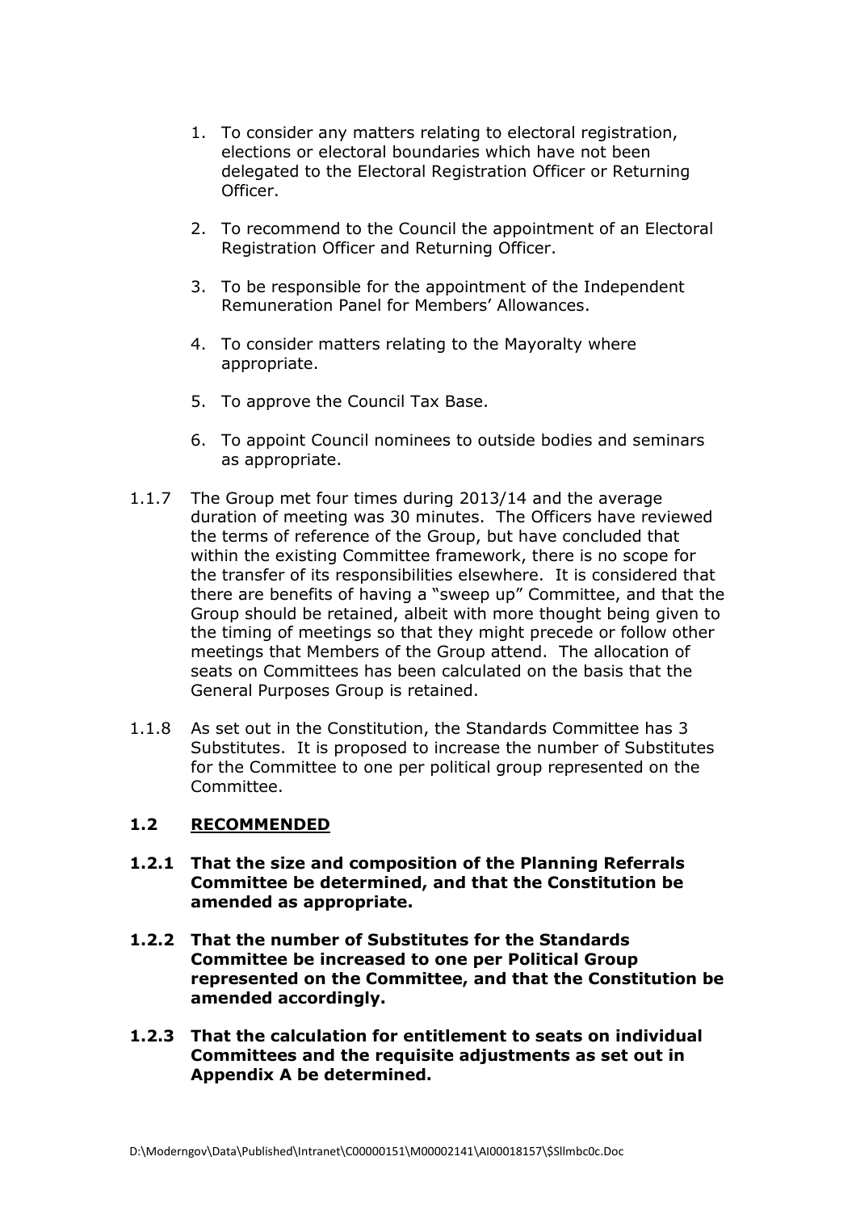1. To consider any matters relating to electoral registration, elections or electoral boundaries which have not been delegated to the Electoral Registration Officer or Returning Officer.

2. To recommend to the Council the appointment of an Electoral Registration Officer and Returning Officer.

3. To be responsible for the appointment of the Independent Remuneration Panel for Members' Allowances.

4. To consider matters relating to the Mayoralty where appropriate.

5. To approve the Council Tax Base.

6. To appoint Council nominees to outside bodies and seminars as appropriate.

1.1.7 The Group met four times during 2013/14 and the average duration of meeting was 30 minutes. The Officers have reviewed the terms of reference of the Group, but have concluded that within the existing Committee framework, there is no scope for the transfer of its responsibilities elsewhere. It is considered that there are benefits of having a "sweep up" Committee, and that the Group should be retained, albeit with more thought being given to the timing of meetings so that they might precede or follow other meetings that Members of the Group attend. The allocation of seats on Committees has been calculated on the basis that the General Purposes Group is retained.

1.1.8 As set out in the Constitution, the Standards Committee has 3 Substitutes. It is proposed to increase the number of Substitutes for the Committee to one per political group represented on the Committee.

## 1.2 RECOMMENDED

**1.2.1 That the size and composition of the Planning Referrals Committee be determined, and that the Constitution be amended as appropriate.**

**1.2.2 That the number of Substitutes for the Standards Committee be increased to one per Political Group represented on the Committee, and that the Constitution be amended accordingly.**

**1.2.3 That the calculation for entitlement to seats on individual Committees and the requisite adjustments as set out in Appendix A be determined.**